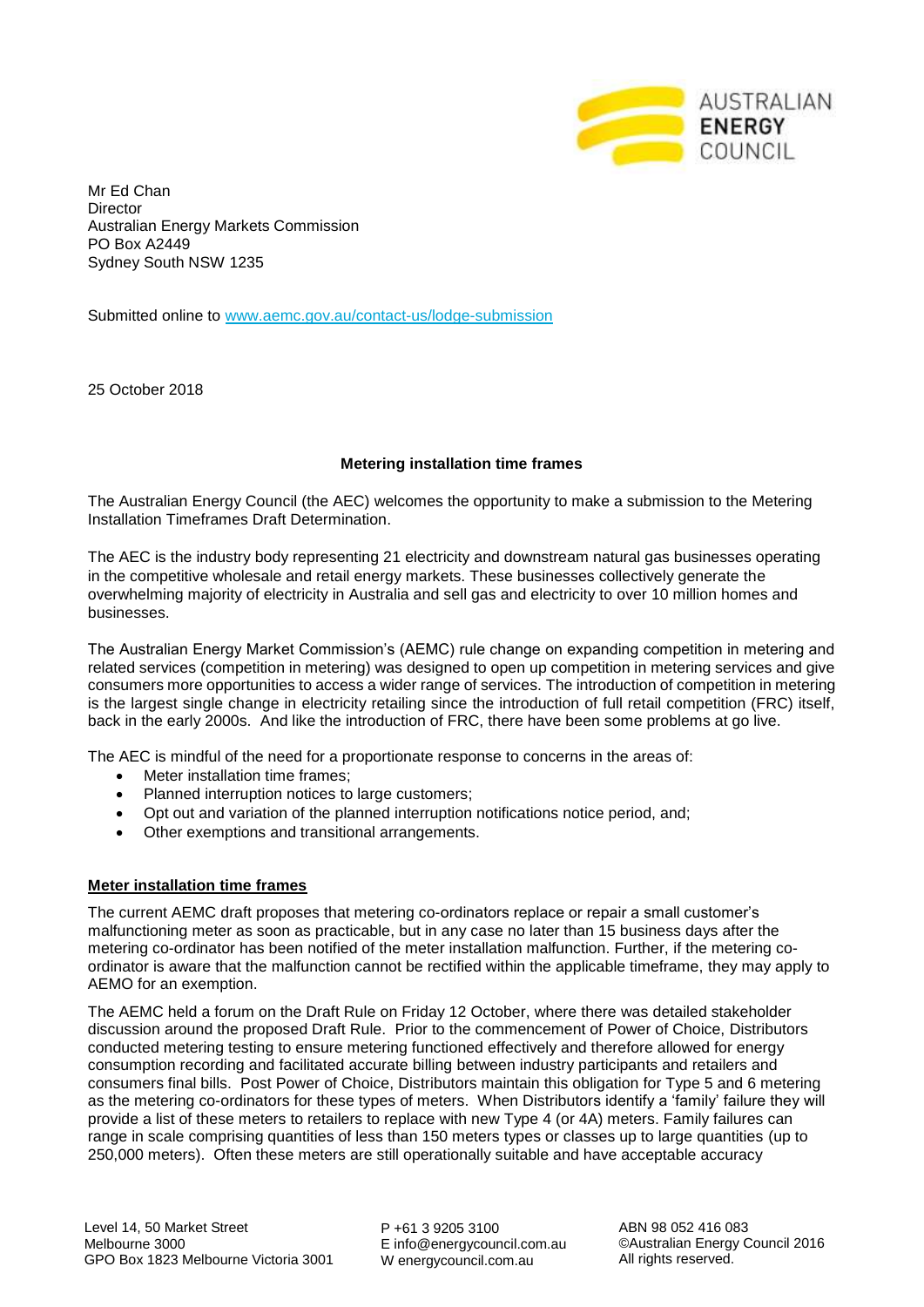AUSTRALIAN ENERGY COUNCIL

Mr Ed Chan
Director
Australian Energy Markets Commission
PO Box A2449
Sydney South NSW 1235

Submitted online to www.aemc.gov.au/contact-us/lodge-submission

25 October 2018

**Metering installation time frames**

The Australian Energy Council (the AEC) welcomes the opportunity to make a submission to the Metering Installation Timeframes Draft Determination.

The AEC is the industry body representing 21 electricity and downstream natural gas businesses operating in the competitive wholesale and retail energy markets. These businesses collectively generate the overwhelming majority of electricity in Australia and sell gas and electricity to over 10 million homes and businesses.

The Australian Energy Market Commission's (AEMC) rule change on expanding competition in metering and related services (competition in metering) was designed to open up competition in metering services and give consumers more opportunities to access a wider range of services. The introduction of competition in metering is the largest single change in electricity retailing since the introduction of full retail competition (FRC) itself, back in the early 2000s. And like the introduction of FRC, there have been some problems at go live.

The AEC is mindful of the need for a proportionate response to concerns in the areas of:

- Meter installation time frames;
- Planned interruption notices to large customers;
- Opt out and variation of the planned interruption notifications notice period, and;
- Other exemptions and transitional arrangements.

**Meter installation time frames**

The current AEMC draft proposes that metering co-ordinators replace or repair a small customer's malfunctioning meter as soon as practicable, but in any case no later than 15 business days after the metering co-ordinator has been notified of the meter installation malfunction. Further, if the metering co-ordinator is aware that the malfunction cannot be rectified within the applicable timeframe, they may apply to AEMO for an exemption.

The AEMC held a forum on the Draft Rule on Friday 12 October, where there was detailed stakeholder discussion around the proposed Draft Rule. Prior to the commencement of Power of Choice, Distributors conducted metering testing to ensure metering functioned effectively and therefore allowed for energy consumption recording and facilitated accurate billing between industry participants and retailers and consumers final bills. Post Power of Choice, Distributors maintain this obligation for Type 5 and 6 metering as the metering co-ordinators for these types of meters. When Distributors identify a 'family' failure they will provide a list of these meters to retailers to replace with new Type 4 (or 4A) meters. Family failures can range in scale comprising quantities of less than 150 meters types or classes up to large quantities (up to 250,000 meters). Often these meters are still operationally suitable and have acceptable accuracy

Level 14, 50 Market Street
Melbourne 3000
GPO Box 1823 Melbourne Victoria 3001

P +61 3 9205 3100
E info@energycouncil.com.au
W energycouncil.com.au

ABN 98 052 416 083
©Australian Energy Council 2016
All rights reserved.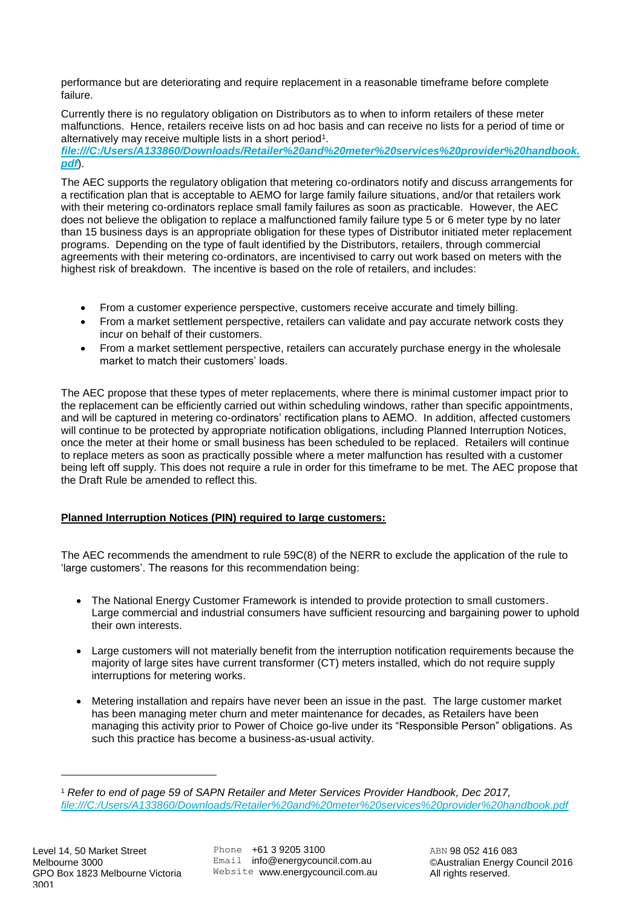performance but are deteriorating and require replacement in a reasonable timeframe before complete failure.

Currently there is no regulatory obligation on Distributors as to when to inform retailers of these meter malfunctions. Hence, retailers receive lists on ad hoc basis and can receive no lists for a period of time or alternatively may receive multiple lists in a short period[1]. ***file:///C:/Users/A133860/Downloads/Retailer%20and%20meter%20services%20provider%20handbook.pdf***).

The AEC supports the regulatory obligation that metering co-ordinators notify and discuss arrangements for a rectification plan that is acceptable to AEMO for large family failure situations, and/or that retailers work with their metering co-ordinators replace small family failures as soon as practicable. However, the AEC does not believe the obligation to replace a malfunctioned family failure type 5 or 6 meter type by no later than 15 business days is an appropriate obligation for these types of Distributor initiated meter replacement programs. Depending on the type of fault identified by the Distributors, retailers, through commercial agreements with their metering co-ordinators, are incentivised to carry out work based on meters with the highest risk of breakdown. The incentive is based on the role of retailers, and includes:

- From a customer experience perspective, customers receive accurate and timely billing.
- From a market settlement perspective, retailers can validate and pay accurate network costs they incur on behalf of their customers.
- From a market settlement perspective, retailers can accurately purchase energy in the wholesale market to match their customers' loads.

The AEC propose that these types of meter replacements, where there is minimal customer impact prior to the replacement can be efficiently carried out within scheduling windows, rather than specific appointments, and will be captured in metering co-ordinators' rectification plans to AEMO. In addition, affected customers will continue to be protected by appropriate notification obligations, including Planned Interruption Notices, once the meter at their home or small business has been scheduled to be replaced. Retailers will continue to replace meters as soon as practically possible where a meter malfunction has resulted with a customer being left off supply. This does not require a rule in order for this timeframe to be met. The AEC propose that the Draft Rule be amended to reflect this.

**Planned Interruption Notices (PIN) required to large customers:**

The AEC recommends the amendment to rule 59C(8) of the NERR to exclude the application of the rule to 'large customers'. The reasons for this recommendation being:

- The National Energy Customer Framework is intended to provide protection to small customers. Large commercial and industrial consumers have sufficient resourcing and bargaining power to uphold their own interests.
- Large customers will not materially benefit from the interruption notification requirements because the majority of large sites have current transformer (CT) meters installed, which do not require supply interruptions for metering works.
- Metering installation and repairs have never been an issue in the past. The large customer market has been managing meter churn and meter maintenance for decades, as Retailers have been managing this activity prior to Power of Choice go-live under its "Responsible Person" obligations. As such this practice has become a business-as-usual activity.

[1] *Refer to end of page 59 of SAPN Retailer and Meter Services Provider Handbook, Dec 2017,* *file:///C:/Users/A133860/Downloads/Retailer%20and%20meter%20services%20provider%20handbook.pdf*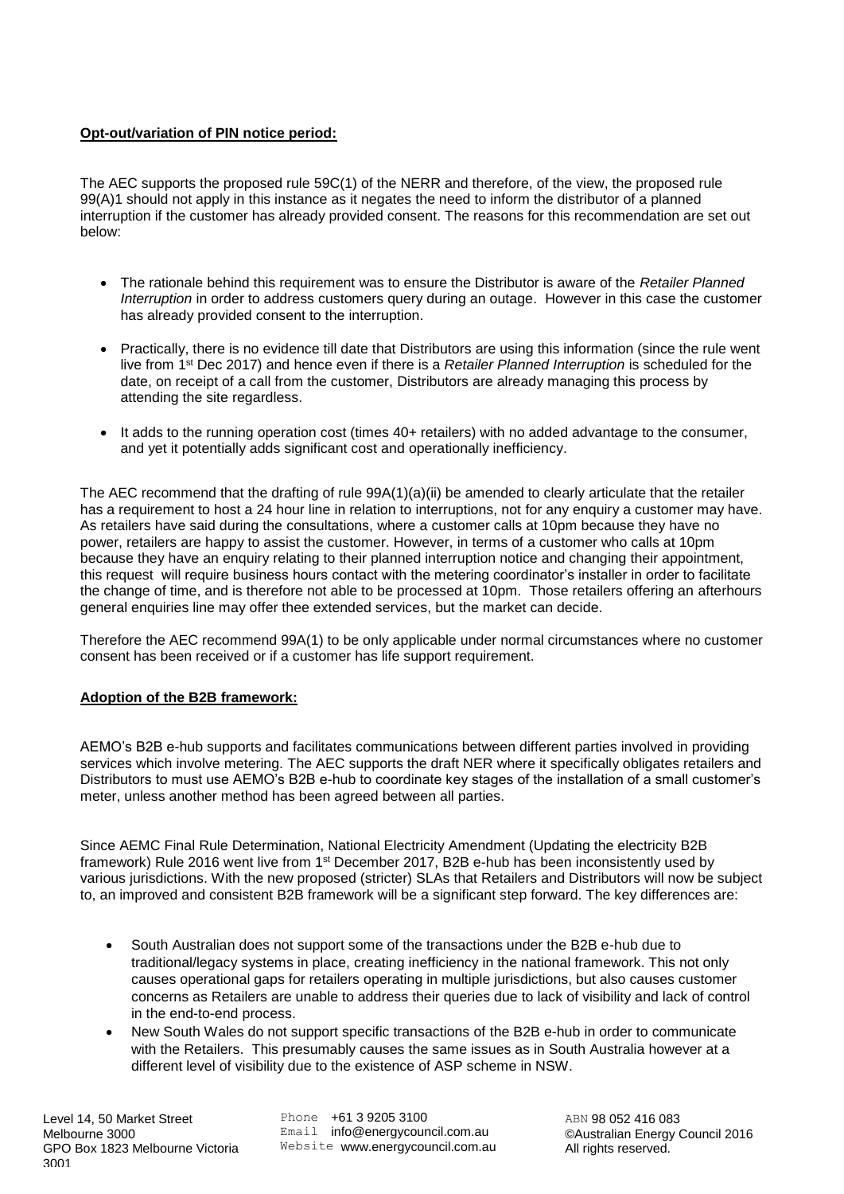**Opt-out/variation of PIN notice period:**

The AEC supports the proposed rule 59C(1) of the NERR and therefore, of the view, the proposed rule 99(A)1 should not apply in this instance as it negates the need to inform the distributor of a planned interruption if the customer has already provided consent. The reasons for this recommendation are set out below:

- The rationale behind this requirement was to ensure the Distributor is aware of the *Retailer Planned Interruption* in order to address customers query during an outage. However in this case the customer has already provided consent to the interruption.
- Practically, there is no evidence till date that Distributors are using this information (since the rule went live from 1st Dec 2017) and hence even if there is a *Retailer Planned Interruption* is scheduled for the date, on receipt of a call from the customer, Distributors are already managing this process by attending the site regardless.
- It adds to the running operation cost (times 40+ retailers) with no added advantage to the consumer, and yet it potentially adds significant cost and operationally inefficiency.

The AEC recommend that the drafting of rule 99A(1)(a)(ii) be amended to clearly articulate that the retailer has a requirement to host a 24 hour line in relation to interruptions, not for any enquiry a customer may have. As retailers have said during the consultations, where a customer calls at 10pm because they have no power, retailers are happy to assist the customer. However, in terms of a customer who calls at 10pm because they have an enquiry relating to their planned interruption notice and changing their appointment, this request will require business hours contact with the metering coordinator's installer in order to facilitate the change of time, and is therefore not able to be processed at 10pm. Those retailers offering an afterhours general enquiries line may offer thee extended services, but the market can decide.

Therefore the AEC recommend 99A(1) to be only applicable under normal circumstances where no customer consent has been received or if a customer has life support requirement.

**Adoption of the B2B framework:**

AEMO's B2B e-hub supports and facilitates communications between different parties involved in providing services which involve metering. The AEC supports the draft NER where it specifically obligates retailers and Distributors to must use AEMO's B2B e-hub to coordinate key stages of the installation of a small customer's meter, unless another method has been agreed between all parties.

Since AEMC Final Rule Determination, National Electricity Amendment (Updating the electricity B2B framework) Rule 2016 went live from 1st December 2017, B2B e-hub has been inconsistently used by various jurisdictions. With the new proposed (stricter) SLAs that Retailers and Distributors will now be subject to, an improved and consistent B2B framework will be a significant step forward. The key differences are:

- South Australian does not support some of the transactions under the B2B e-hub due to traditional/legacy systems in place, creating inefficiency in the national framework. This not only causes operational gaps for retailers operating in multiple jurisdictions, but also causes customer concerns as Retailers are unable to address their queries due to lack of visibility and lack of control in the end-to-end process.
- New South Wales do not support specific transactions of the B2B e-hub in order to communicate with the Retailers. This presumably causes the same issues as in South Australia however at a different level of visibility due to the existence of ASP scheme in NSW.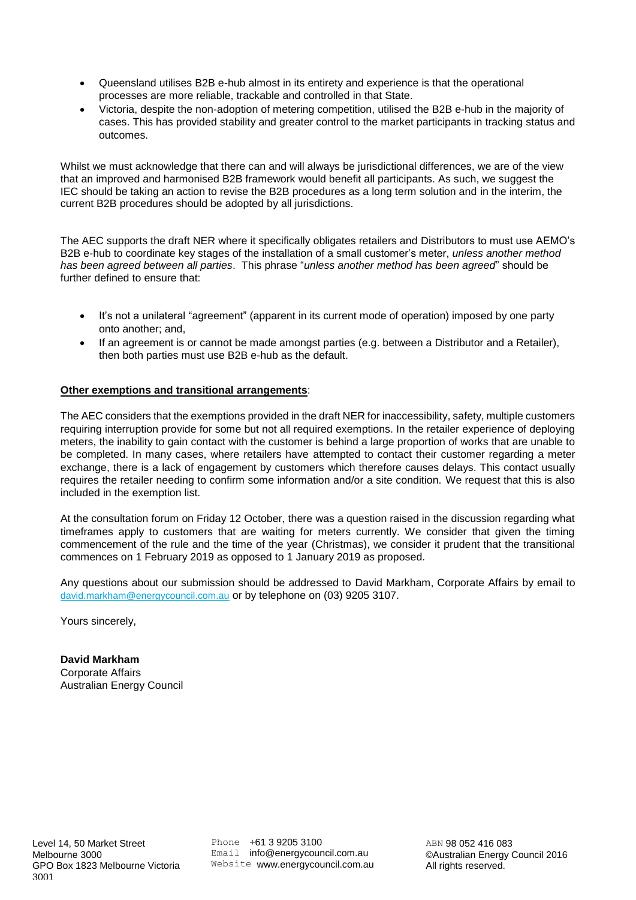- Queensland utilises B2B e-hub almost in its entirety and experience is that the operational processes are more reliable, trackable and controlled in that State.
- Victoria, despite the non-adoption of metering competition, utilised the B2B e-hub in the majority of cases. This has provided stability and greater control to the market participants in tracking status and outcomes.

Whilst we must acknowledge that there can and will always be jurisdictional differences, we are of the view that an improved and harmonised B2B framework would benefit all participants. As such, we suggest the IEC should be taking an action to revise the B2B procedures as a long term solution and in the interim, the current B2B procedures should be adopted by all jurisdictions.

The AEC supports the draft NER where it specifically obligates retailers and Distributors to must use AEMO's B2B e-hub to coordinate key stages of the installation of a small customer's meter, *unless another method has been agreed between all parties*. This phrase "*unless another method has been agreed*" should be further defined to ensure that:

- It's not a unilateral "agreement" (apparent in its current mode of operation) imposed by one party onto another; and,
- If an agreement is or cannot be made amongst parties (e.g. between a Distributor and a Retailer), then both parties must use B2B e-hub as the default.

**Other exemptions and transitional arrangements**:

The AEC considers that the exemptions provided in the draft NER for inaccessibility, safety, multiple customers requiring interruption provide for some but not all required exemptions. In the retailer experience of deploying meters, the inability to gain contact with the customer is behind a large proportion of works that are unable to be completed. In many cases, where retailers have attempted to contact their customer regarding a meter exchange, there is a lack of engagement by customers which therefore causes delays. This contact usually requires the retailer needing to confirm some information and/or a site condition. We request that this is also included in the exemption list.

At the consultation forum on Friday 12 October, there was a question raised in the discussion regarding what timeframes apply to customers that are waiting for meters currently. We consider that given the timing commencement of the rule and the time of the year (Christmas), we consider it prudent that the transitional commences on 1 February 2019 as opposed to 1 January 2019 as proposed.

Any questions about our submission should be addressed to David Markham, Corporate Affairs by email to david.markham@energycouncil.com.au or by telephone on (03) 9205 3107.

Yours sincerely,

**David Markham**
Corporate Affairs
Australian Energy Council

Level 14, 50 Market Street
Melbourne 3000
GPO Box 1823 Melbourne Victoria 3001

Phone +61 3 9205 3100
Email info@energycouncil.com.au
Website www.energycouncil.com.au

ABN 98 052 416 083
©Australian Energy Council 2016
All rights reserved.